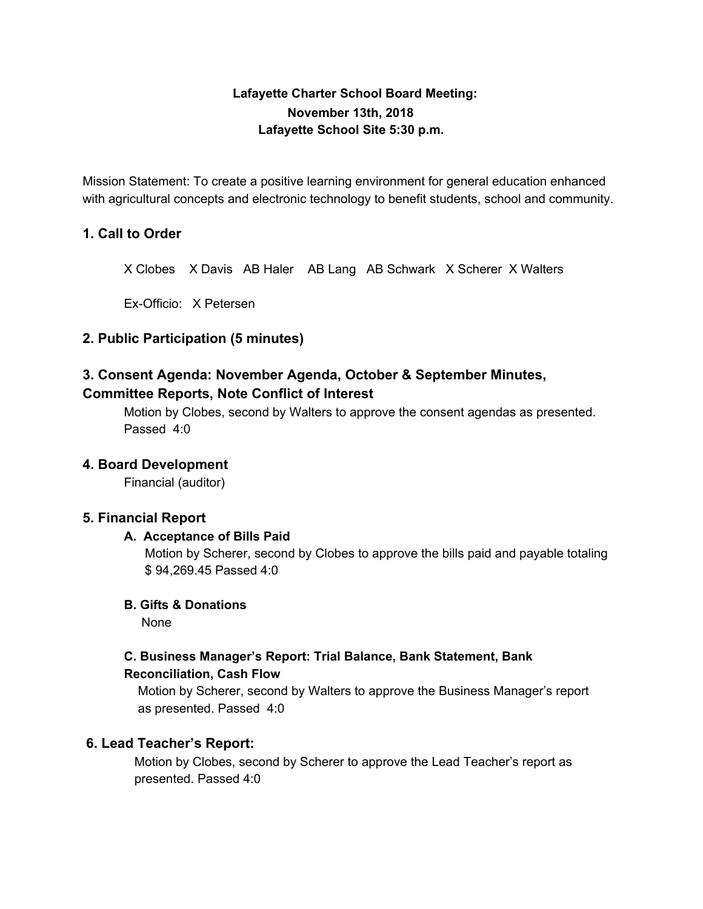**Lafayette Charter School Board Meeting:**
**November 13th, 2018**
**Lafayette School Site 5:30 p.m.**

Mission Statement: To create a positive learning environment for general education enhanced with agricultural concepts and electronic technology to benefit students, school and community.

## 1. Call to Order

X Clobes   X Davis   AB Haler   AB Lang   AB Schwark   X Scherer   X Walters

Ex-Officio:   X Petersen

## 2. Public Participation (5 minutes)

## 3. Consent Agenda: November Agenda, October & September Minutes, Committee Reports, Note Conflict of Interest

Motion by Clobes, second by Walters to approve the consent agendas as presented. Passed 4:0

## 4. Board Development

Financial (auditor)

## 5. Financial Report

### A. Acceptance of Bills Paid

Motion by Scherer, second by Clobes to approve the bills paid and payable totaling $ 94,269.45 Passed 4:0

### B. Gifts & Donations

None

### C. Business Manager's Report: Trial Balance, Bank Statement, Bank Reconciliation, Cash Flow

Motion by Scherer, second by Walters to approve the Business Manager's report as presented. Passed 4:0

## 6. Lead Teacher's Report:

Motion by Clobes, second by Scherer to approve the Lead Teacher's report as presented. Passed 4:0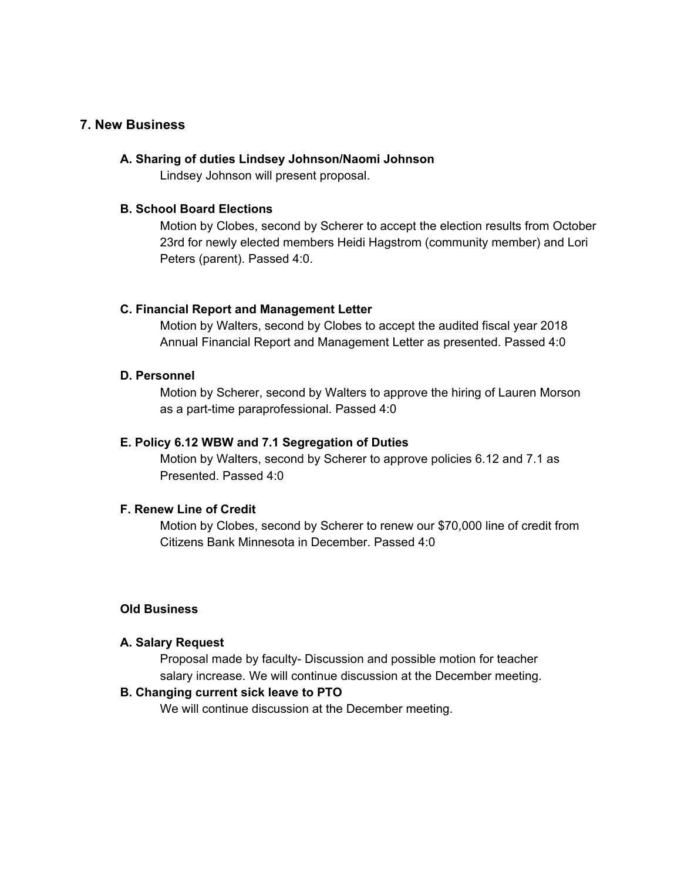## 7. New Business

### A. Sharing of duties Lindsey Johnson/Naomi Johnson

Lindsey Johnson will present proposal.

### B. School Board Elections

Motion by Clobes, second by Scherer to accept the election results from October 23rd for newly elected members Heidi Hagstrom (community member) and Lori Peters (parent). Passed 4:0.

### C. Financial Report and Management Letter

Motion by Walters, second by Clobes to accept the audited fiscal year 2018 Annual Financial Report and Management Letter as presented. Passed 4:0

### D. Personnel

Motion by Scherer, second by Walters to approve the hiring of Lauren Morson as a part-time paraprofessional. Passed 4:0

### E. Policy 6.12 WBW and 7.1 Segregation of Duties

Motion by Walters, second by Scherer to approve policies 6.12 and 7.1 as Presented. Passed 4:0

### F. Renew Line of Credit

Motion by Clobes, second by Scherer to renew our $70,000 line of credit from Citizens Bank Minnesota in December. Passed 4:0

## Old Business

### A. Salary Request

Proposal made by faculty- Discussion and possible motion for teacher salary increase. We will continue discussion at the December meeting.

### B. Changing current sick leave to PTO

We will continue discussion at the December meeting.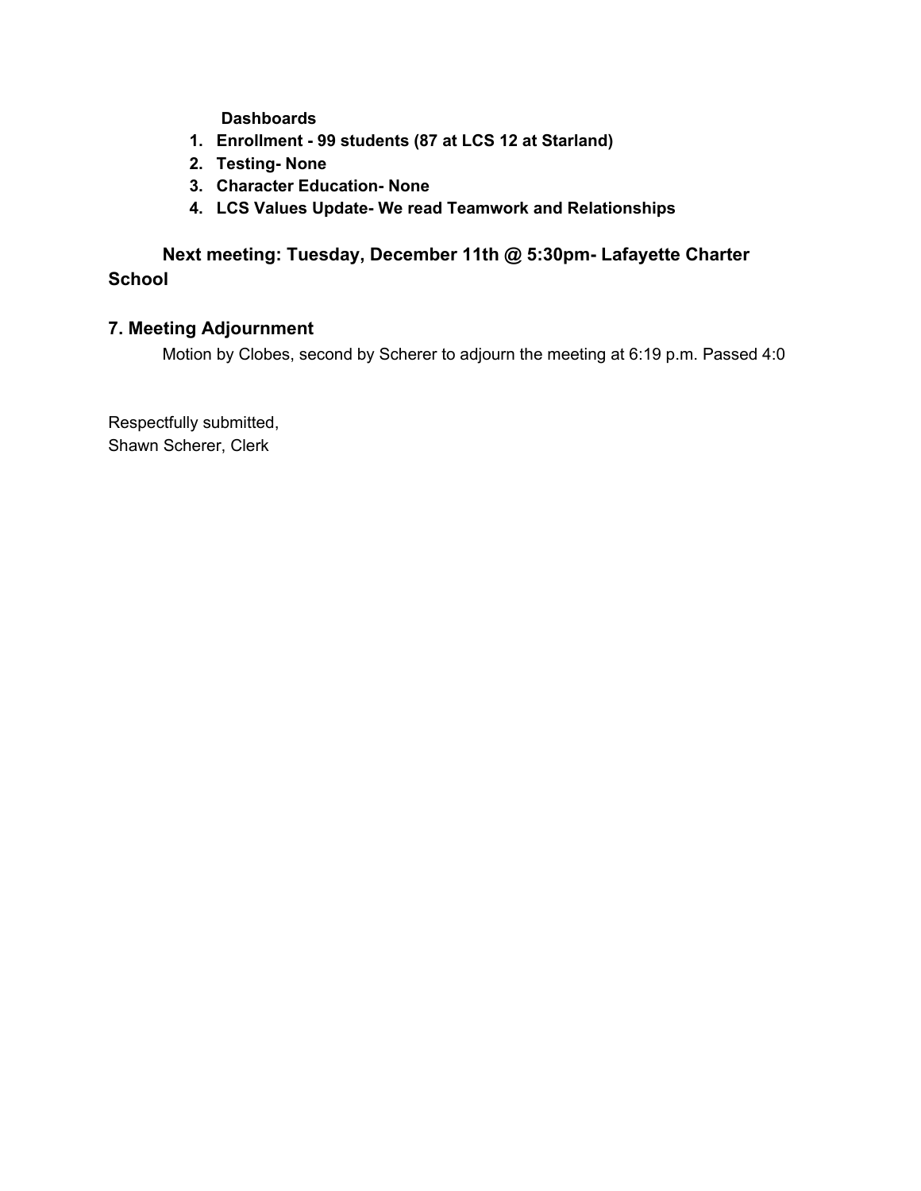**Dashboards**

1. **Enrollment - 99 students (87 at LCS 12 at Starland)**
2. **Testing- None**
3. **Character Education- None**
4. **LCS Values Update- We read Teamwork and Relationships**

**Next meeting: Tuesday, December 11th @ 5:30pm- Lafayette Charter School**

## 7. Meeting Adjournment

Motion by Clobes, second by Scherer to adjourn the meeting at 6:19 p.m. Passed 4:0

Respectfully submitted,
Shawn Scherer, Clerk